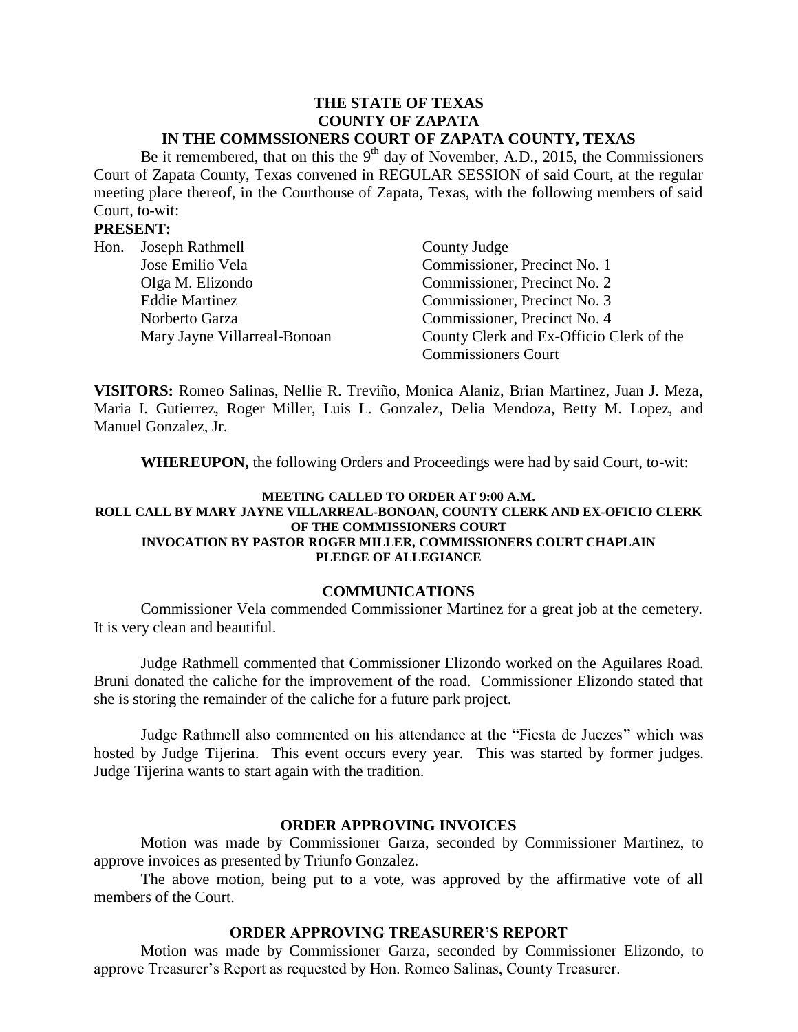**THE STATE OF TEXAS**
**COUNTY OF ZAPATA**
**IN THE COMMSSIONERS COURT OF ZAPATA COUNTY, TEXAS**

Be it remembered, that on this the 9th day of November, A.D., 2015, the Commissioners Court of Zapata County, Texas convened in REGULAR SESSION of said Court, at the regular meeting place thereof, in the Courthouse of Zapata, Texas, with the following members of said Court, to-wit:

**PRESENT:**

| | | |
|---|---|---|
| Hon. | Joseph Rathmell | County Judge |
| | Jose Emilio Vela | Commissioner, Precinct No. 1 |
| | Olga M. Elizondo | Commissioner, Precinct No. 2 |
| | Eddie Martinez | Commissioner, Precinct No. 3 |
| | Norberto Garza | Commissioner, Precinct No. 4 |
| | Mary Jayne Villarreal-Bonoan | County Clerk and Ex-Officio Clerk of the Commissioners Court |

**VISITORS:** Romeo Salinas, Nellie R. Treviño, Monica Alaniz, Brian Martinez, Juan J. Meza, Maria I. Gutierrez, Roger Miller, Luis L. Gonzalez, Delia Mendoza, Betty M. Lopez, and Manuel Gonzalez, Jr.

**WHEREUPON,** the following Orders and Proceedings were had by said Court, to-wit:

**MEETING CALLED TO ORDER AT 9:00 A.M.**
**ROLL CALL BY MARY JAYNE VILLARREAL-BONOAN, COUNTY CLERK AND EX-OFICIO CLERK OF THE COMMISSIONERS COURT**
**INVOCATION BY PASTOR ROGER MILLER, COMMISSIONERS COURT CHAPLAIN**
**PLEDGE OF ALLEGIANCE**

## COMMUNICATIONS

Commissioner Vela commended Commissioner Martinez for a great job at the cemetery. It is very clean and beautiful.

Judge Rathmell commented that Commissioner Elizondo worked on the Aguilares Road. Bruni donated the caliche for the improvement of the road. Commissioner Elizondo stated that she is storing the remainder of the caliche for a future park project.

Judge Rathmell also commented on his attendance at the "Fiesta de Juezes" which was hosted by Judge Tijerina. This event occurs every year. This was started by former judges. Judge Tijerina wants to start again with the tradition.

## ORDER APPROVING INVOICES

Motion was made by Commissioner Garza, seconded by Commissioner Martinez, to approve invoices as presented by Triunfo Gonzalez.

The above motion, being put to a vote, was approved by the affirmative vote of all members of the Court.

## ORDER APPROVING TREASURER'S REPORT

Motion was made by Commissioner Garza, seconded by Commissioner Elizondo, to approve Treasurer's Report as requested by Hon. Romeo Salinas, County Treasurer.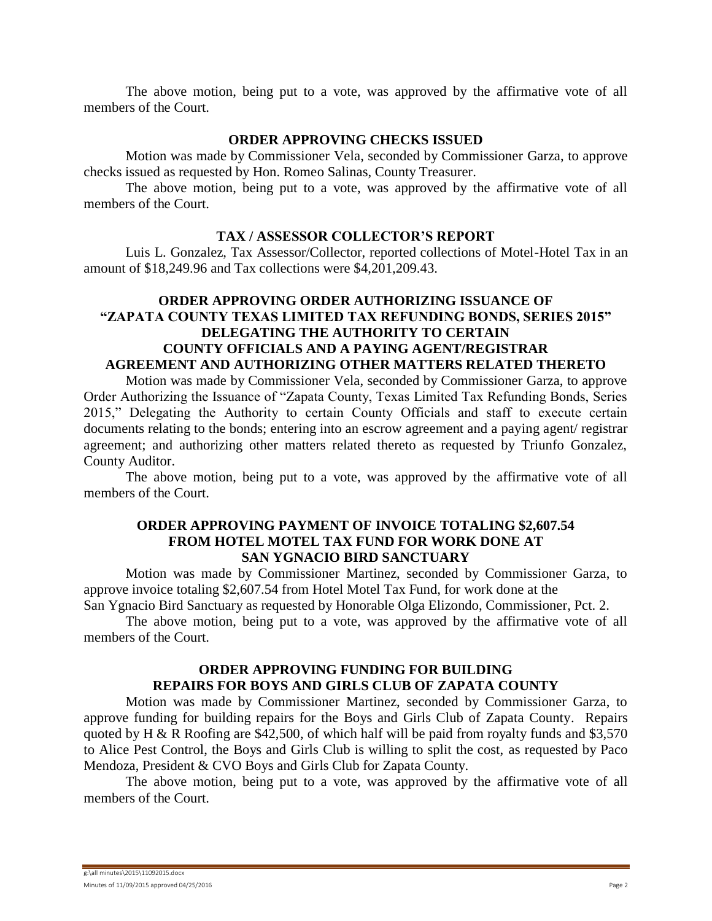The above motion, being put to a vote, was approved by the affirmative vote of all members of the Court.

## ORDER APPROVING CHECKS ISSUED

Motion was made by Commissioner Vela, seconded by Commissioner Garza, to approve checks issued as requested by Hon. Romeo Salinas, County Treasurer.

The above motion, being put to a vote, was approved by the affirmative vote of all members of the Court.

## TAX / ASSESSOR COLLECTOR'S REPORT

Luis L. Gonzalez, Tax Assessor/Collector, reported collections of Motel-Hotel Tax in an amount of $18,249.96 and Tax collections were $4,201,209.43.

## ORDER APPROVING ORDER AUTHORIZING ISSUANCE OF "ZAPATA COUNTY TEXAS LIMITED TAX REFUNDING BONDS, SERIES 2015" DELEGATING THE AUTHORITY TO CERTAIN COUNTY OFFICIALS AND A PAYING AGENT/REGISTRAR AGREEMENT AND AUTHORIZING OTHER MATTERS RELATED THERETO

Motion was made by Commissioner Vela, seconded by Commissioner Garza, to approve Order Authorizing the Issuance of "Zapata County, Texas Limited Tax Refunding Bonds, Series 2015," Delegating the Authority to certain County Officials and staff to execute certain documents relating to the bonds; entering into an escrow agreement and a paying agent/ registrar agreement; and authorizing other matters related thereto as requested by Triunfo Gonzalez, County Auditor.

The above motion, being put to a vote, was approved by the affirmative vote of all members of the Court.

## ORDER APPROVING PAYMENT OF INVOICE TOTALING $2,607.54 FROM HOTEL MOTEL TAX FUND FOR WORK DONE AT SAN YGNACIO BIRD SANCTUARY

Motion was made by Commissioner Martinez, seconded by Commissioner Garza, to approve invoice totaling $2,607.54 from Hotel Motel Tax Fund, for work done at the San Ygnacio Bird Sanctuary as requested by Honorable Olga Elizondo, Commissioner, Pct. 2.

The above motion, being put to a vote, was approved by the affirmative vote of all members of the Court.

## ORDER APPROVING FUNDING FOR BUILDING REPAIRS FOR BOYS AND GIRLS CLUB OF ZAPATA COUNTY

Motion was made by Commissioner Martinez, seconded by Commissioner Garza, to approve funding for building repairs for the Boys and Girls Club of Zapata County. Repairs quoted by H & R Roofing are $42,500, of which half will be paid from royalty funds and $3,570 to Alice Pest Control, the Boys and Girls Club is willing to split the cost, as requested by Paco Mendoza, President & CVO Boys and Girls Club for Zapata County.

The above motion, being put to a vote, was approved by the affirmative vote of all members of the Court.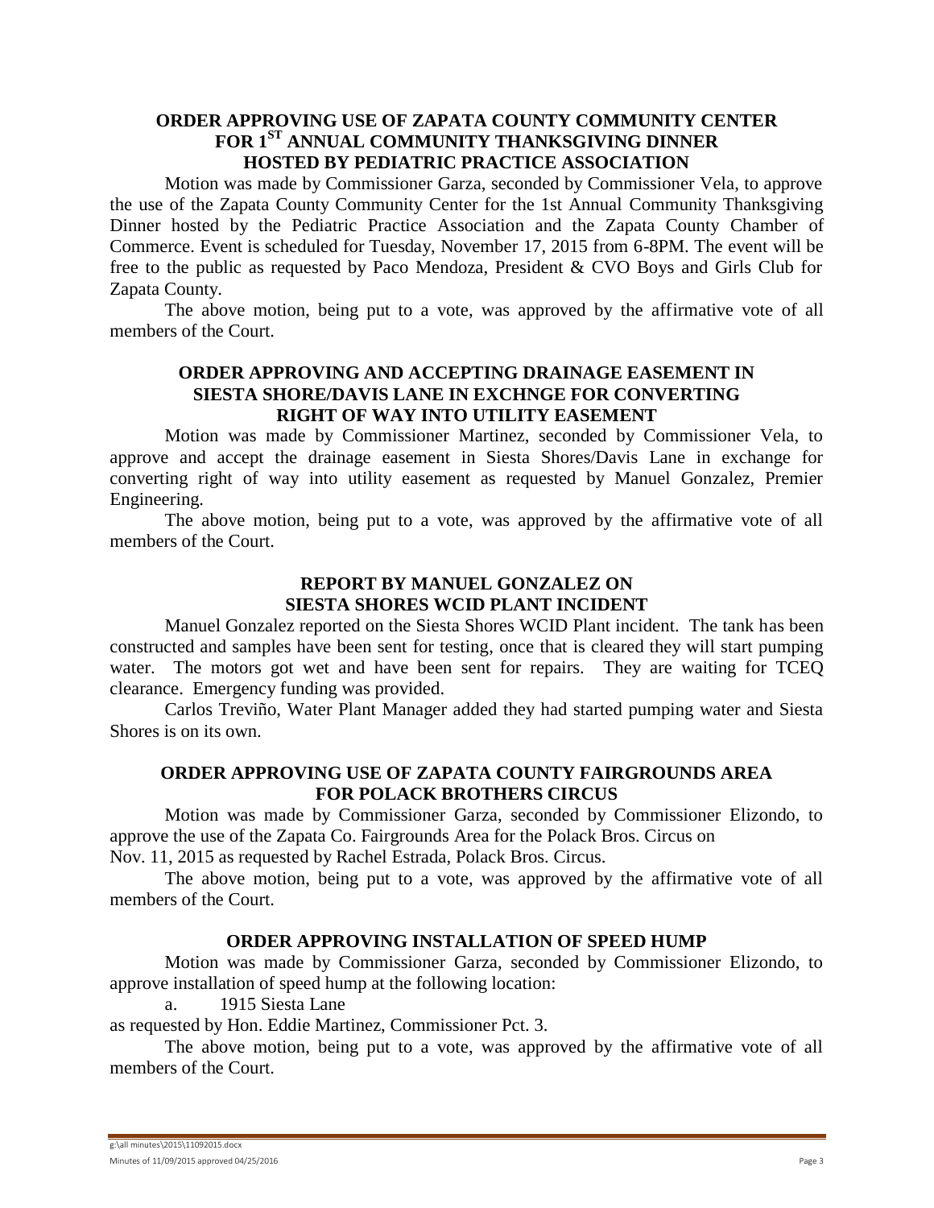## ORDER APPROVING USE OF ZAPATA COUNTY COMMUNITY CENTER FOR 1ST ANNUAL COMMUNITY THANKSGIVING DINNER HOSTED BY PEDIATRIC PRACTICE ASSOCIATION

Motion was made by Commissioner Garza, seconded by Commissioner Vela, to approve the use of the Zapata County Community Center for the 1st Annual Community Thanksgiving Dinner hosted by the Pediatric Practice Association and the Zapata County Chamber of Commerce. Event is scheduled for Tuesday, November 17, 2015 from 6-8PM. The event will be free to the public as requested by Paco Mendoza, President & CVO Boys and Girls Club for Zapata County.

The above motion, being put to a vote, was approved by the affirmative vote of all members of the Court.

## ORDER APPROVING AND ACCEPTING DRAINAGE EASEMENT IN SIESTA SHORE/DAVIS LANE IN EXCHNGE FOR CONVERTING RIGHT OF WAY INTO UTILITY EASEMENT

Motion was made by Commissioner Martinez, seconded by Commissioner Vela, to approve and accept the drainage easement in Siesta Shores/Davis Lane in exchange for converting right of way into utility easement as requested by Manuel Gonzalez, Premier Engineering.

The above motion, being put to a vote, was approved by the affirmative vote of all members of the Court.

## REPORT BY MANUEL GONZALEZ ON SIESTA SHORES WCID PLANT INCIDENT

Manuel Gonzalez reported on the Siesta Shores WCID Plant incident. The tank has been constructed and samples have been sent for testing, once that is cleared they will start pumping water. The motors got wet and have been sent for repairs. They are waiting for TCEQ clearance. Emergency funding was provided.

Carlos Treviño, Water Plant Manager added they had started pumping water and Siesta Shores is on its own.

## ORDER APPROVING USE OF ZAPATA COUNTY FAIRGROUNDS AREA FOR POLACK BROTHERS CIRCUS

Motion was made by Commissioner Garza, seconded by Commissioner Elizondo, to approve the use of the Zapata Co. Fairgrounds Area for the Polack Bros. Circus on Nov. 11, 2015 as requested by Rachel Estrada, Polack Bros. Circus.

The above motion, being put to a vote, was approved by the affirmative vote of all members of the Court.

## ORDER APPROVING INSTALLATION OF SPEED HUMP

Motion was made by Commissioner Garza, seconded by Commissioner Elizondo, to approve installation of speed hump at the following location:

a. 1915 Siesta Lane

as requested by Hon. Eddie Martinez, Commissioner Pct. 3.

The above motion, being put to a vote, was approved by the affirmative vote of all members of the Court.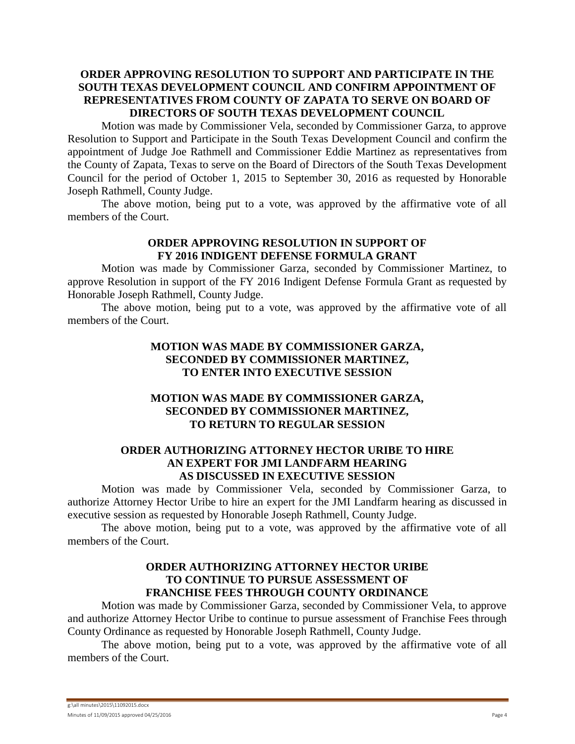**ORDER APPROVING RESOLUTION TO SUPPORT AND PARTICIPATE IN THE SOUTH TEXAS DEVELOPMENT COUNCIL AND CONFIRM APPOINTMENT OF REPRESENTATIVES FROM COUNTY OF ZAPATA TO SERVE ON BOARD OF DIRECTORS OF SOUTH TEXAS DEVELOPMENT COUNCIL**

Motion was made by Commissioner Vela, seconded by Commissioner Garza, to approve Resolution to Support and Participate in the South Texas Development Council and confirm the appointment of Judge Joe Rathmell and Commissioner Eddie Martinez as representatives from the County of Zapata, Texas to serve on the Board of Directors of the South Texas Development Council for the period of October 1, 2015 to September 30, 2016 as requested by Honorable Joseph Rathmell, County Judge.

The above motion, being put to a vote, was approved by the affirmative vote of all members of the Court.

**ORDER APPROVING RESOLUTION IN SUPPORT OF FY 2016 INDIGENT DEFENSE FORMULA GRANT**

Motion was made by Commissioner Garza, seconded by Commissioner Martinez, to approve Resolution in support of the FY 2016 Indigent Defense Formula Grant as requested by Honorable Joseph Rathmell, County Judge.

The above motion, being put to a vote, was approved by the affirmative vote of all members of the Court.

**MOTION WAS MADE BY COMMISSIONER GARZA, SECONDED BY COMMISSIONER MARTINEZ, TO ENTER INTO EXECUTIVE SESSION**

**MOTION WAS MADE BY COMMISSIONER GARZA, SECONDED BY COMMISSIONER MARTINEZ, TO RETURN TO REGULAR SESSION**

**ORDER AUTHORIZING ATTORNEY HECTOR URIBE TO HIRE AN EXPERT FOR JMI LANDFARM HEARING AS DISCUSSED IN EXECUTIVE SESSION**

Motion was made by Commissioner Vela, seconded by Commissioner Garza, to authorize Attorney Hector Uribe to hire an expert for the JMI Landfarm hearing as discussed in executive session as requested by Honorable Joseph Rathmell, County Judge.

The above motion, being put to a vote, was approved by the affirmative vote of all members of the Court.

**ORDER AUTHORIZING ATTORNEY HECTOR URIBE TO CONTINUE TO PURSUE ASSESSMENT OF FRANCHISE FEES THROUGH COUNTY ORDINANCE**

Motion was made by Commissioner Garza, seconded by Commissioner Vela, to approve and authorize Attorney Hector Uribe to continue to pursue assessment of Franchise Fees through County Ordinance as requested by Honorable Joseph Rathmell, County Judge.

The above motion, being put to a vote, was approved by the affirmative vote of all members of the Court.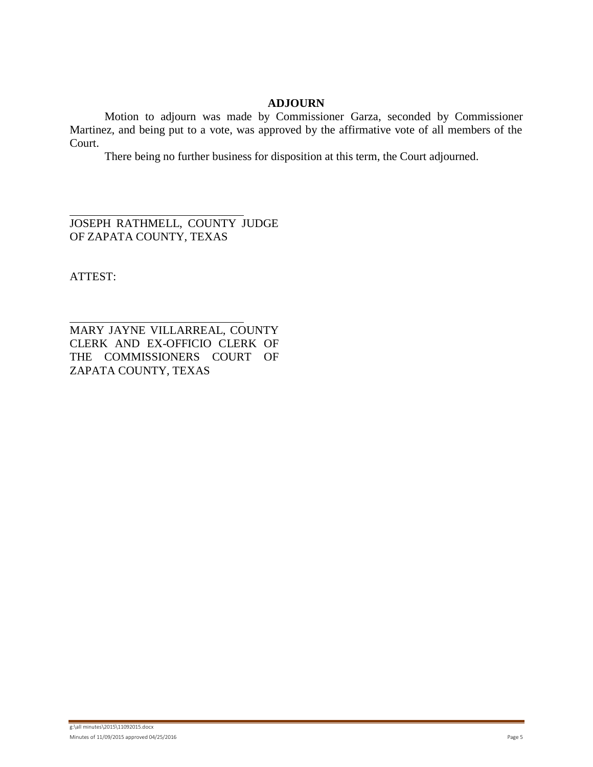**ADJOURN**

Motion to adjourn was made by Commissioner Garza, seconded by Commissioner Martinez, and being put to a vote, was approved by the affirmative vote of all members of the Court.

There being no further business for disposition at this term, the Court adjourned.

\_\_\_\_\_\_\_\_\_\_\_\_\_\_\_\_\_\_\_\_\_\_\_\_\_\_\_\_\_\_

JOSEPH RATHMELL, COUNTY JUDGE OF ZAPATA COUNTY, TEXAS

ATTEST:

\_\_\_\_\_\_\_\_\_\_\_\_\_\_\_\_\_\_\_\_\_\_\_\_\_\_\_\_\_\_

MARY JAYNE VILLARREAL, COUNTY CLERK AND EX-OFFICIO CLERK OF THE COMMISSIONERS COURT OF ZAPATA COUNTY, TEXAS